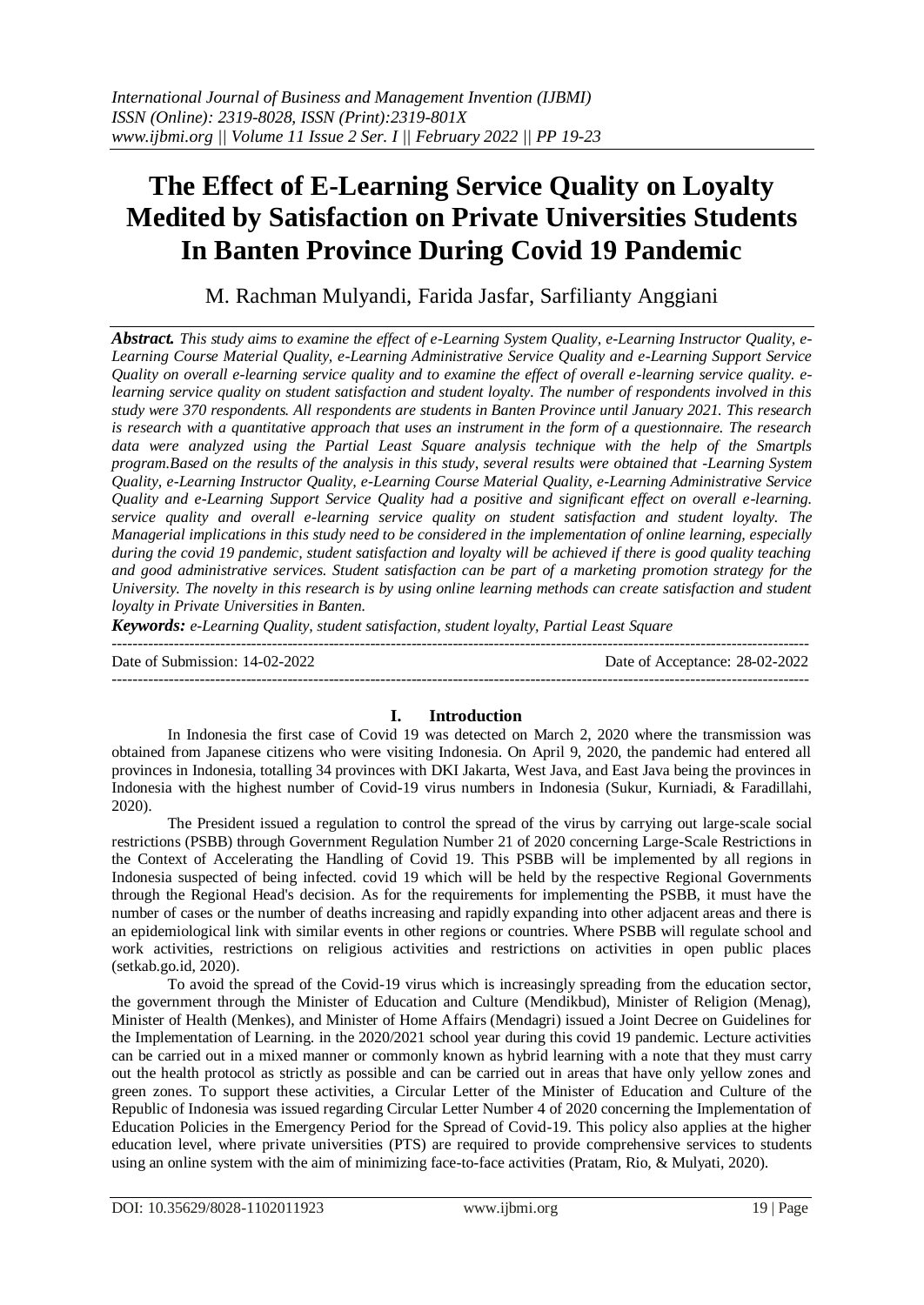# The Effect of E-Learning Service Quality on Loyalty Medited by Satisfaction on Private Universities Students In Banten Province During Covid 19 Pandemic

M. Rachman Mulyandi, Farida Jasfar, Sarfilianty Anggiani

***Abstract.*** *This study aims to examine the effect of e-Learning System Quality, e-Learning Instructor Quality, e-Learning Course Material Quality, e-Learning Administrative Service Quality and e-Learning Support Service Quality on overall e-learning service quality and to examine the effect of overall e-learning service quality. e-learning service quality on student satisfaction and student loyalty. The number of respondents involved in this study were 370 respondents. All respondents are students in Banten Province until January 2021. This research is research with a quantitative approach that uses an instrument in the form of a questionnaire. The research data were analyzed using the Partial Least Square analysis technique with the help of the Smartpls program.Based on the results of the analysis in this study, several results were obtained that -Learning System Quality, e-Learning Instructor Quality, e-Learning Course Material Quality, e-Learning Administrative Service Quality and e-Learning Support Service Quality had a positive and significant effect on overall e-learning. service quality and overall e-learning service quality on student satisfaction and student loyalty. The Managerial implications in this study need to be considered in the implementation of online learning, especially during the covid 19 pandemic, student satisfaction and loyalty will be achieved if there is good quality teaching and good administrative services. Student satisfaction can be part of a marketing promotion strategy for the University. The novelty in this research is by using online learning methods can create satisfaction and student loyalty in Private Universities in Banten.*

***Keywords:*** *e-Learning Quality, student satisfaction, student loyalty, Partial Least Square*

Date of Submission: 14-02-2022 | Date of Acceptance: 28-02-2022

## I. Introduction

In Indonesia the first case of Covid 19 was detected on March 2, 2020 where the transmission was obtained from Japanese citizens who were visiting Indonesia. On April 9, 2020, the pandemic had entered all provinces in Indonesia, totalling 34 provinces with DKI Jakarta, West Java, and East Java being the provinces in Indonesia with the highest number of Covid-19 virus numbers in Indonesia (Sukur, Kurniadi, & Faradillahi, 2020).

The President issued a regulation to control the spread of the virus by carrying out large-scale social restrictions (PSBB) through Government Regulation Number 21 of 2020 concerning Large-Scale Restrictions in the Context of Accelerating the Handling of Covid 19. This PSBB will be implemented by all regions in Indonesia suspected of being infected. covid 19 which will be held by the respective Regional Governments through the Regional Head's decision. As for the requirements for implementing the PSBB, it must have the number of cases or the number of deaths increasing and rapidly expanding into other adjacent areas and there is an epidemiological link with similar events in other regions or countries. Where PSBB will regulate school and work activities, restrictions on religious activities and restrictions on activities in open public places (setkab.go.id, 2020).

To avoid the spread of the Covid-19 virus which is increasingly spreading from the education sector, the government through the Minister of Education and Culture (Mendikbud), Minister of Religion (Menag), Minister of Health (Menkes), and Minister of Home Affairs (Mendagri) issued a Joint Decree on Guidelines for the Implementation of Learning. in the 2020/2021 school year during this covid 19 pandemic. Lecture activities can be carried out in a mixed manner or commonly known as hybrid learning with a note that they must carry out the health protocol as strictly as possible and can be carried out in areas that have only yellow zones and green zones. To support these activities, a Circular Letter of the Minister of Education and Culture of the Republic of Indonesia was issued regarding Circular Letter Number 4 of 2020 concerning the Implementation of Education Policies in the Emergency Period for the Spread of Covid-19. This policy also applies at the higher education level, where private universities (PTS) are required to provide comprehensive services to students using an online system with the aim of minimizing face-to-face activities (Pratam, Rio, & Mulyati, 2020).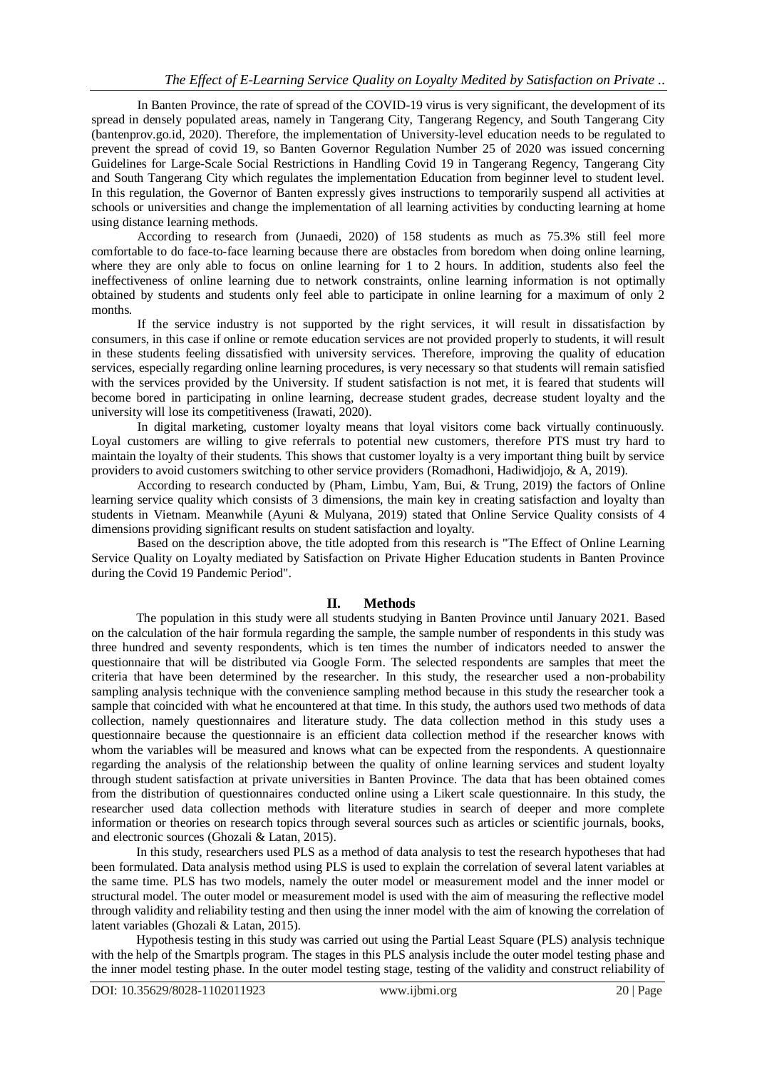In Banten Province, the rate of spread of the COVID-19 virus is very significant, the development of its spread in densely populated areas, namely in Tangerang City, Tangerang Regency, and South Tangerang City (bantenprov.go.id, 2020). Therefore, the implementation of University-level education needs to be regulated to prevent the spread of covid 19, so Banten Governor Regulation Number 25 of 2020 was issued concerning Guidelines for Large-Scale Social Restrictions in Handling Covid 19 in Tangerang Regency, Tangerang City and South Tangerang City which regulates the implementation Education from beginner level to student level. In this regulation, the Governor of Banten expressly gives instructions to temporarily suspend all activities at schools or universities and change the implementation of all learning activities by conducting learning at home using distance learning methods.

According to research from (Junaedi, 2020) of 158 students as much as 75.3% still feel more comfortable to do face-to-face learning because there are obstacles from boredom when doing online learning, where they are only able to focus on online learning for 1 to 2 hours. In addition, students also feel the ineffectiveness of online learning due to network constraints, online learning information is not optimally obtained by students and students only feel able to participate in online learning for a maximum of only 2 months.

If the service industry is not supported by the right services, it will result in dissatisfaction by consumers, in this case if online or remote education services are not provided properly to students, it will result in these students feeling dissatisfied with university services. Therefore, improving the quality of education services, especially regarding online learning procedures, is very necessary so that students will remain satisfied with the services provided by the University. If student satisfaction is not met, it is feared that students will become bored in participating in online learning, decrease student grades, decrease student loyalty and the university will lose its competitiveness (Irawati, 2020).

In digital marketing, customer loyalty means that loyal visitors come back virtually continuously. Loyal customers are willing to give referrals to potential new customers, therefore PTS must try hard to maintain the loyalty of their students. This shows that customer loyalty is a very important thing built by service providers to avoid customers switching to other service providers (Romadhoni, Hadiwidjojo, & A, 2019).

According to research conducted by (Pham, Limbu, Yam, Bui, & Trung, 2019) the factors of Online learning service quality which consists of 3 dimensions, the main key in creating satisfaction and loyalty than students in Vietnam. Meanwhile (Ayuni & Mulyana, 2019) stated that Online Service Quality consists of 4 dimensions providing significant results on student satisfaction and loyalty.

Based on the description above, the title adopted from this research is "The Effect of Online Learning Service Quality on Loyalty mediated by Satisfaction on Private Higher Education students in Banten Province during the Covid 19 Pandemic Period".

## II. Methods

The population in this study were all students studying in Banten Province until January 2021. Based on the calculation of the hair formula regarding the sample, the sample number of respondents in this study was three hundred and seventy respondents, which is ten times the number of indicators needed to answer the questionnaire that will be distributed via Google Form. The selected respondents are samples that meet the criteria that have been determined by the researcher. In this study, the researcher used a non-probability sampling analysis technique with the convenience sampling method because in this study the researcher took a sample that coincided with what he encountered at that time. In this study, the authors used two methods of data collection, namely questionnaires and literature study. The data collection method in this study uses a questionnaire because the questionnaire is an efficient data collection method if the researcher knows with whom the variables will be measured and knows what can be expected from the respondents. A questionnaire regarding the analysis of the relationship between the quality of online learning services and student loyalty through student satisfaction at private universities in Banten Province. The data that has been obtained comes from the distribution of questionnaires conducted online using a Likert scale questionnaire. In this study, the researcher used data collection methods with literature studies in search of deeper and more complete information or theories on research topics through several sources such as articles or scientific journals, books, and electronic sources (Ghozali & Latan, 2015).

In this study, researchers used PLS as a method of data analysis to test the research hypotheses that had been formulated. Data analysis method using PLS is used to explain the correlation of several latent variables at the same time. PLS has two models, namely the outer model or measurement model and the inner model or structural model. The outer model or measurement model is used with the aim of measuring the reflective model through validity and reliability testing and then using the inner model with the aim of knowing the correlation of latent variables (Ghozali & Latan, 2015).

Hypothesis testing in this study was carried out using the Partial Least Square (PLS) analysis technique with the help of the Smartpls program. The stages in this PLS analysis include the outer model testing phase and the inner model testing phase. In the outer model testing stage, testing of the validity and construct reliability of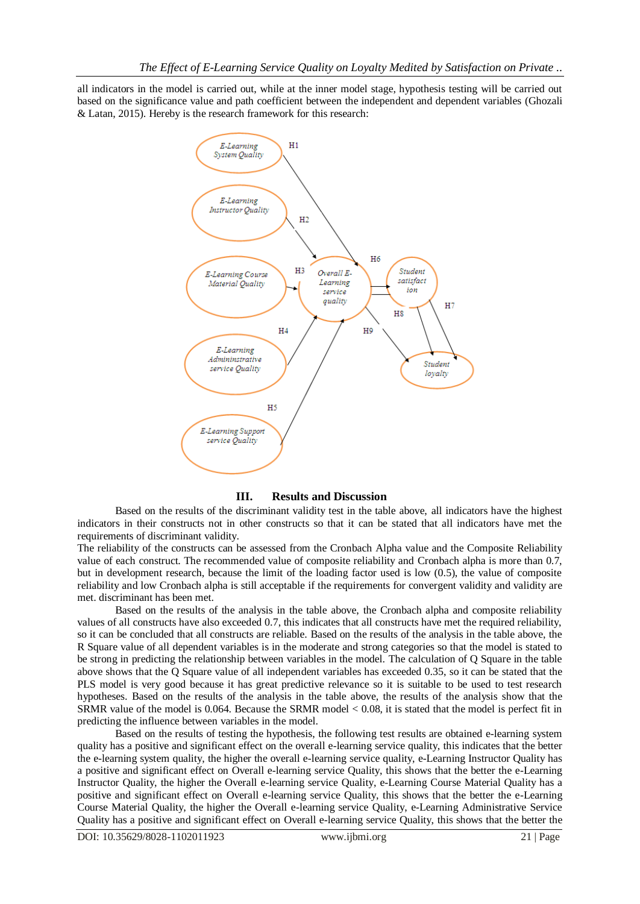all indicators in the model is carried out, while at the inner model stage, hypothesis testing will be carried out based on the significance value and path coefficient between the independent and dependent variables (Ghozali & Latan, 2015). Hereby is the research framework for this research:

## III. Results and Discussion

Based on the results of the discriminant validity test in the table above, all indicators have the highest indicators in their constructs not in other constructs so that it can be stated that all indicators have met the requirements of discriminant validity.

The reliability of the constructs can be assessed from the Cronbach Alpha value and the Composite Reliability value of each construct. The recommended value of composite reliability and Cronbach alpha is more than 0.7, but in development research, because the limit of the loading factor used is low (0.5), the value of composite reliability and low Cronbach alpha is still acceptable if the requirements for convergent validity and validity are met. discriminant has been met.

Based on the results of the analysis in the table above, the Cronbach alpha and composite reliability values of all constructs have also exceeded 0.7, this indicates that all constructs have met the required reliability, so it can be concluded that all constructs are reliable. Based on the results of the analysis in the table above, the R Square value of all dependent variables is in the moderate and strong categories so that the model is stated to be strong in predicting the relationship between variables in the model. The calculation of Q Square in the table above shows that the Q Square value of all independent variables has exceeded 0.35, so it can be stated that the PLS model is very good because it has great predictive relevance so it is suitable to be used to test research hypotheses. Based on the results of the analysis in the table above, the results of the analysis show that the SRMR value of the model is 0.064. Because the SRMR model < 0.08, it is stated that the model is perfect fit in predicting the influence between variables in the model.

Based on the results of testing the hypothesis, the following test results are obtained e-learning system quality has a positive and significant effect on the overall e-learning service quality, this indicates that the better the e-learning system quality, the higher the overall e-learning service quality, e-Learning Instructor Quality has a positive and significant effect on Overall e-learning service Quality, this shows that the better the e-Learning Instructor Quality, the higher the Overall e-learning service Quality, e-Learning Course Material Quality has a positive and significant effect on Overall e-learning service Quality, this shows that the better the e-Learning Course Material Quality, the higher the Overall e-learning service Quality, e-Learning Administrative Service Quality has a positive and significant effect on Overall e-learning service Quality, this shows that the better the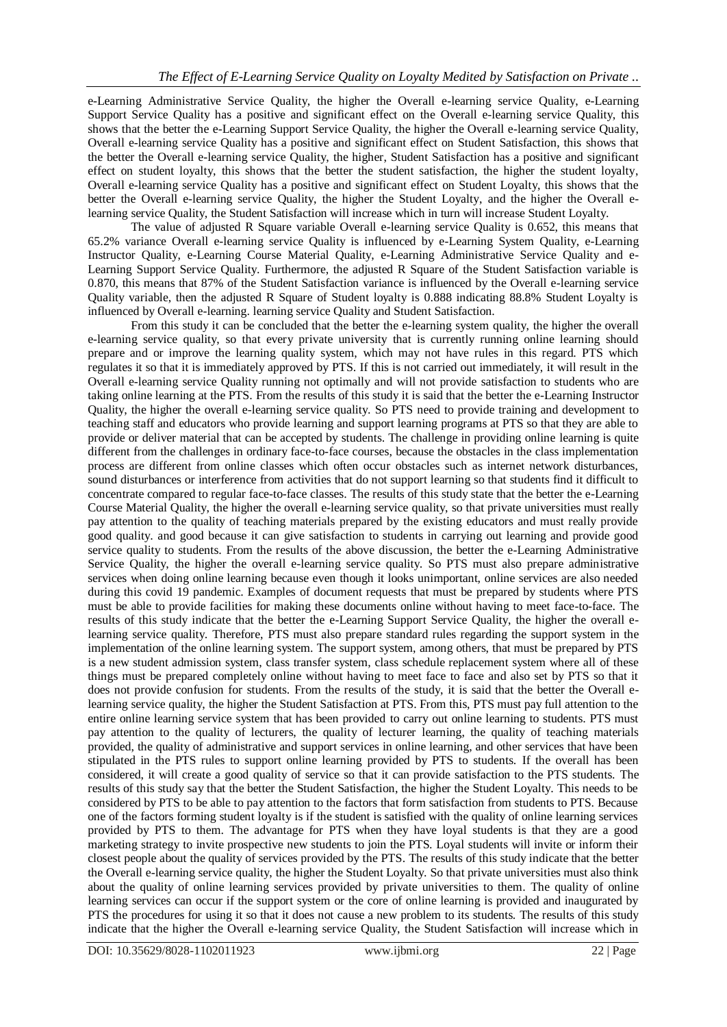e-Learning Administrative Service Quality, the higher the Overall e-learning service Quality, e-Learning Support Service Quality has a positive and significant effect on the Overall e-learning service Quality, this shows that the better the e-Learning Support Service Quality, the higher the Overall e-learning service Quality, Overall e-learning service Quality has a positive and significant effect on Student Satisfaction, this shows that the better the Overall e-learning service Quality, the higher, Student Satisfaction has a positive and significant effect on student loyalty, this shows that the better the student satisfaction, the higher the student loyalty, Overall e-learning service Quality has a positive and significant effect on Student Loyalty, this shows that the better the Overall e-learning service Quality, the higher the Student Loyalty, and the higher the Overall e-learning service Quality, the Student Satisfaction will increase which in turn will increase Student Loyalty.

The value of adjusted R Square variable Overall e-learning service Quality is 0.652, this means that 65.2% variance Overall e-learning service Quality is influenced by e-Learning System Quality, e-Learning Instructor Quality, e-Learning Course Material Quality, e-Learning Administrative Service Quality and e-Learning Support Service Quality. Furthermore, the adjusted R Square of the Student Satisfaction variable is 0.870, this means that 87% of the Student Satisfaction variance is influenced by the Overall e-learning service Quality variable, then the adjusted R Square of Student loyalty is 0.888 indicating 88.8% Student Loyalty is influenced by Overall e-learning. learning service Quality and Student Satisfaction.

From this study it can be concluded that the better the e-learning system quality, the higher the overall e-learning service quality, so that every private university that is currently running online learning should prepare and or improve the learning quality system, which may not have rules in this regard. PTS which regulates it so that it is immediately approved by PTS. If this is not carried out immediately, it will result in the Overall e-learning service Quality running not optimally and will not provide satisfaction to students who are taking online learning at the PTS. From the results of this study it is said that the better the e-Learning Instructor Quality, the higher the overall e-learning service quality. So PTS need to provide training and development to teaching staff and educators who provide learning and support learning programs at PTS so that they are able to provide or deliver material that can be accepted by students. The challenge in providing online learning is quite different from the challenges in ordinary face-to-face courses, because the obstacles in the class implementation process are different from online classes which often occur obstacles such as internet network disturbances, sound disturbances or interference from activities that do not support learning so that students find it difficult to concentrate compared to regular face-to-face classes. The results of this study state that the better the e-Learning Course Material Quality, the higher the overall e-learning service quality, so that private universities must really pay attention to the quality of teaching materials prepared by the existing educators and must really provide good quality. and good because it can give satisfaction to students in carrying out learning and provide good service quality to students. From the results of the above discussion, the better the e-Learning Administrative Service Quality, the higher the overall e-learning service quality. So PTS must also prepare administrative services when doing online learning because even though it looks unimportant, online services are also needed during this covid 19 pandemic. Examples of document requests that must be prepared by students where PTS must be able to provide facilities for making these documents online without having to meet face-to-face. The results of this study indicate that the better the e-Learning Support Service Quality, the higher the overall e-learning service quality. Therefore, PTS must also prepare standard rules regarding the support system in the implementation of the online learning system. The support system, among others, that must be prepared by PTS is a new student admission system, class transfer system, class schedule replacement system where all of these things must be prepared completely online without having to meet face to face and also set by PTS so that it does not provide confusion for students. From the results of the study, it is said that the better the Overall e-learning service quality, the higher the Student Satisfaction at PTS. From this, PTS must pay full attention to the entire online learning service system that has been provided to carry out online learning to students. PTS must pay attention to the quality of lecturers, the quality of lecturer learning, the quality of teaching materials provided, the quality of administrative and support services in online learning, and other services that have been stipulated in the PTS rules to support online learning provided by PTS to students. If the overall has been considered, it will create a good quality of service so that it can provide satisfaction to the PTS students. The results of this study say that the better the Student Satisfaction, the higher the Student Loyalty. This needs to be considered by PTS to be able to pay attention to the factors that form satisfaction from students to PTS. Because one of the factors forming student loyalty is if the student is satisfied with the quality of online learning services provided by PTS to them. The advantage for PTS when they have loyal students is that they are a good marketing strategy to invite prospective new students to join the PTS. Loyal students will invite or inform their closest people about the quality of services provided by the PTS. The results of this study indicate that the better the Overall e-learning service quality, the higher the Student Loyalty. So that private universities must also think about the quality of online learning services provided by private universities to them. The quality of online learning services can occur if the support system or the core of online learning is provided and inaugurated by PTS the procedures for using it so that it does not cause a new problem to its students. The results of this study indicate that the higher the Overall e-learning service Quality, the Student Satisfaction will increase which in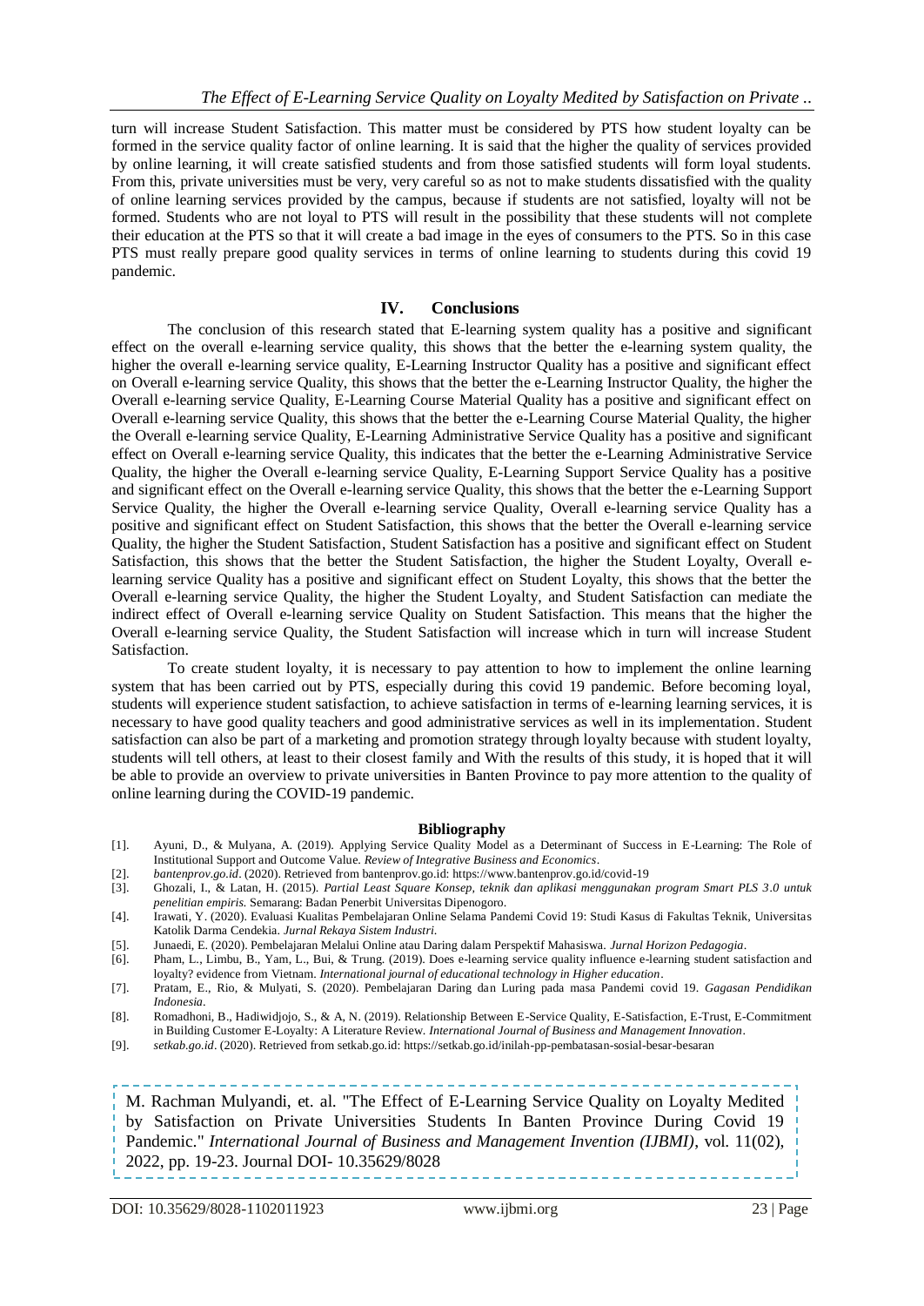turn will increase Student Satisfaction. This matter must be considered by PTS how student loyalty can be formed in the service quality factor of online learning. It is said that the higher the quality of services provided by online learning, it will create satisfied students and from those satisfied students will form loyal students. From this, private universities must be very, very careful so as not to make students dissatisfied with the quality of online learning services provided by the campus, because if students are not satisfied, loyalty will not be formed. Students who are not loyal to PTS will result in the possibility that these students will not complete their education at the PTS so that it will create a bad image in the eyes of consumers to the PTS. So in this case PTS must really prepare good quality services in terms of online learning to students during this covid 19 pandemic.

## IV. Conclusions

The conclusion of this research stated that E-learning system quality has a positive and significant effect on the overall e-learning service quality, this shows that the better the e-learning system quality, the higher the overall e-learning service quality, E-Learning Instructor Quality has a positive and significant effect on Overall e-learning service Quality, this shows that the better the e-Learning Instructor Quality, the higher the Overall e-learning service Quality, E-Learning Course Material Quality has a positive and significant effect on Overall e-learning service Quality, this shows that the better the e-Learning Course Material Quality, the higher the Overall e-learning service Quality, E-Learning Administrative Service Quality has a positive and significant effect on Overall e-learning service Quality, this indicates that the better the e-Learning Administrative Service Quality, the higher the Overall e-learning service Quality, E-Learning Support Service Quality has a positive and significant effect on the Overall e-learning service Quality, this shows that the better the e-Learning Support Service Quality, the higher the Overall e-learning service Quality, Overall e-learning service Quality has a positive and significant effect on Student Satisfaction, this shows that the better the Overall e-learning service Quality, the higher the Student Satisfaction, Student Satisfaction has a positive and significant effect on Student Satisfaction, this shows that the better the Student Satisfaction, the higher the Student Loyalty, Overall e-learning service Quality has a positive and significant effect on Student Loyalty, this shows that the better the Overall e-learning service Quality, the higher the Student Loyalty, and Student Satisfaction can mediate the indirect effect of Overall e-learning service Quality on Student Satisfaction. This means that the higher the Overall e-learning service Quality, the Student Satisfaction will increase which in turn will increase Student Satisfaction.

To create student loyalty, it is necessary to pay attention to how to implement the online learning system that has been carried out by PTS, especially during this covid 19 pandemic. Before becoming loyal, students will experience student satisfaction, to achieve satisfaction in terms of e-learning learning services, it is necessary to have good quality teachers and good administrative services as well in its implementation. Student satisfaction can also be part of a marketing and promotion strategy through loyalty because with student loyalty, students will tell others, at least to their closest family and With the results of this study, it is hoped that it will be able to provide an overview to private universities in Banten Province to pay more attention to the quality of online learning during the COVID-19 pandemic.

## Bibliography

[1]. Ayuni, D., & Mulyana, A. (2019). Applying Service Quality Model as a Determinant of Success in E-Learning: The Role of Institutional Support and Outcome Value. *Review of Integrative Business and Economics*.

[2]. *bantenprov.go.id*. (2020). Retrieved from bantenprov.go.id: https://www.bantenprov.go.id/covid-19

[3]. Ghozali, I., & Latan, H. (2015). *Partial Least Square Konsep, teknik dan aplikasi menggunakan program Smart PLS 3.0 untuk penelitian empiris.* Semarang: Badan Penerbit Universitas Dipenogoro.

[4]. Irawati, Y. (2020). Evaluasi Kualitas Pembelajaran Online Selama Pandemi Covid 19: Studi Kasus di Fakultas Teknik, Universitas Katolik Darma Cendekia. *Jurnal Rekaya Sistem Industri*.

[5]. Junaedi, E. (2020). Pembelajaran Melalui Online atau Daring dalam Perspektif Mahasiswa. *Jurnal Horizon Pedagogia*.

[6]. Pham, L., Limbu, B., Yam, L., Bui, & Trung. (2019). Does e-learning service quality influence e-learning student satisfaction and loyalty? evidence from Vietnam. *International journal of educational technology in Higher education*.

[7]. Pratam, E., Rio, & Mulyati, S. (2020). Pembelajaran Daring dan Luring pada masa Pandemi covid 19. *Gagasan Pendidikan Indonesia*.

[8]. Romadhoni, B., Hadiwidjojo, S., & A, N. (2019). Relationship Between E-Service Quality, E-Satisfaction, E-Trust, E-Commitment in Building Customer E-Loyalty: A Literature Review. *International Journal of Business and Management Innovation*.

[9]. *setkab.go.id*. (2020). Retrieved from setkab.go.id: https://setkab.go.id/inilah-pp-pembatasan-sosial-besar-besaran

M. Rachman Mulyandi, et. al. "The Effect of E-Learning Service Quality on Loyalty Medited by Satisfaction on Private Universities Students In Banten Province During Covid 19 Pandemic." *International Journal of Business and Management Invention (IJBMI)*, vol. 11(02), 2022, pp. 19-23. Journal DOI- 10.35629/8028